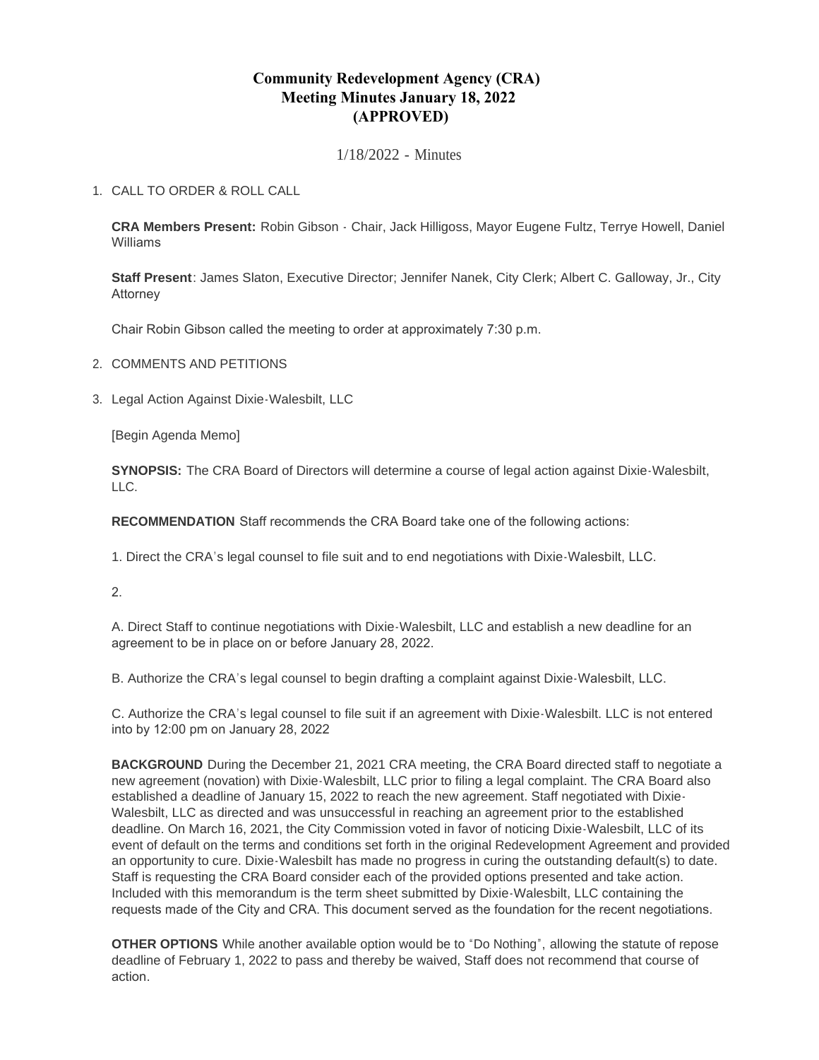# Community Redevelopment Agency (CRA) Meeting Minutes January 18, 2022 (APPROVED)

1/18/2022 - Minutes

1. CALL TO ORDER & ROLL CALL

   **CRA Members Present:** Robin Gibson - Chair, Jack Hilligoss, Mayor Eugene Fultz, Terrye Howell, Daniel Williams

   **Staff Present**: James Slaton, Executive Director; Jennifer Nanek, City Clerk; Albert C. Galloway, Jr., City Attorney

   Chair Robin Gibson called the meeting to order at approximately 7:30 p.m.

2. COMMENTS AND PETITIONS

3. Legal Action Against Dixie-Walesbilt, LLC

   [Begin Agenda Memo]

   **SYNOPSIS:** The CRA Board of Directors will determine a course of legal action against Dixie-Walesbilt, LLC.

   **RECOMMENDATION** Staff recommends the CRA Board take one of the following actions:

   1. Direct the CRA's legal counsel to file suit and to end negotiations with Dixie-Walesbilt, LLC.

   2.

   A. Direct Staff to continue negotiations with Dixie-Walesbilt, LLC and establish a new deadline for an agreement to be in place on or before January 28, 2022.

   B. Authorize the CRA's legal counsel to begin drafting a complaint against Dixie-Walesbilt, LLC.

   C. Authorize the CRA's legal counsel to file suit if an agreement with Dixie-Walesbilt. LLC is not entered into by 12:00 pm on January 28, 2022

   **BACKGROUND** During the December 21, 2021 CRA meeting, the CRA Board directed staff to negotiate a new agreement (novation) with Dixie-Walesbilt, LLC prior to filing a legal complaint. The CRA Board also established a deadline of January 15, 2022 to reach the new agreement. Staff negotiated with Dixie-Walesbilt, LLC as directed and was unsuccessful in reaching an agreement prior to the established deadline. On March 16, 2021, the City Commission voted in favor of noticing Dixie-Walesbilt, LLC of its event of default on the terms and conditions set forth in the original Redevelopment Agreement and provided an opportunity to cure. Dixie-Walesbilt has made no progress in curing the outstanding default(s) to date. Staff is requesting the CRA Board consider each of the provided options presented and take action. Included with this memorandum is the term sheet submitted by Dixie-Walesbilt, LLC containing the requests made of the City and CRA. This document served as the foundation for the recent negotiations.

   **OTHER OPTIONS** While another available option would be to "Do Nothing", allowing the statute of repose deadline of February 1, 2022 to pass and thereby be waived, Staff does not recommend that course of action.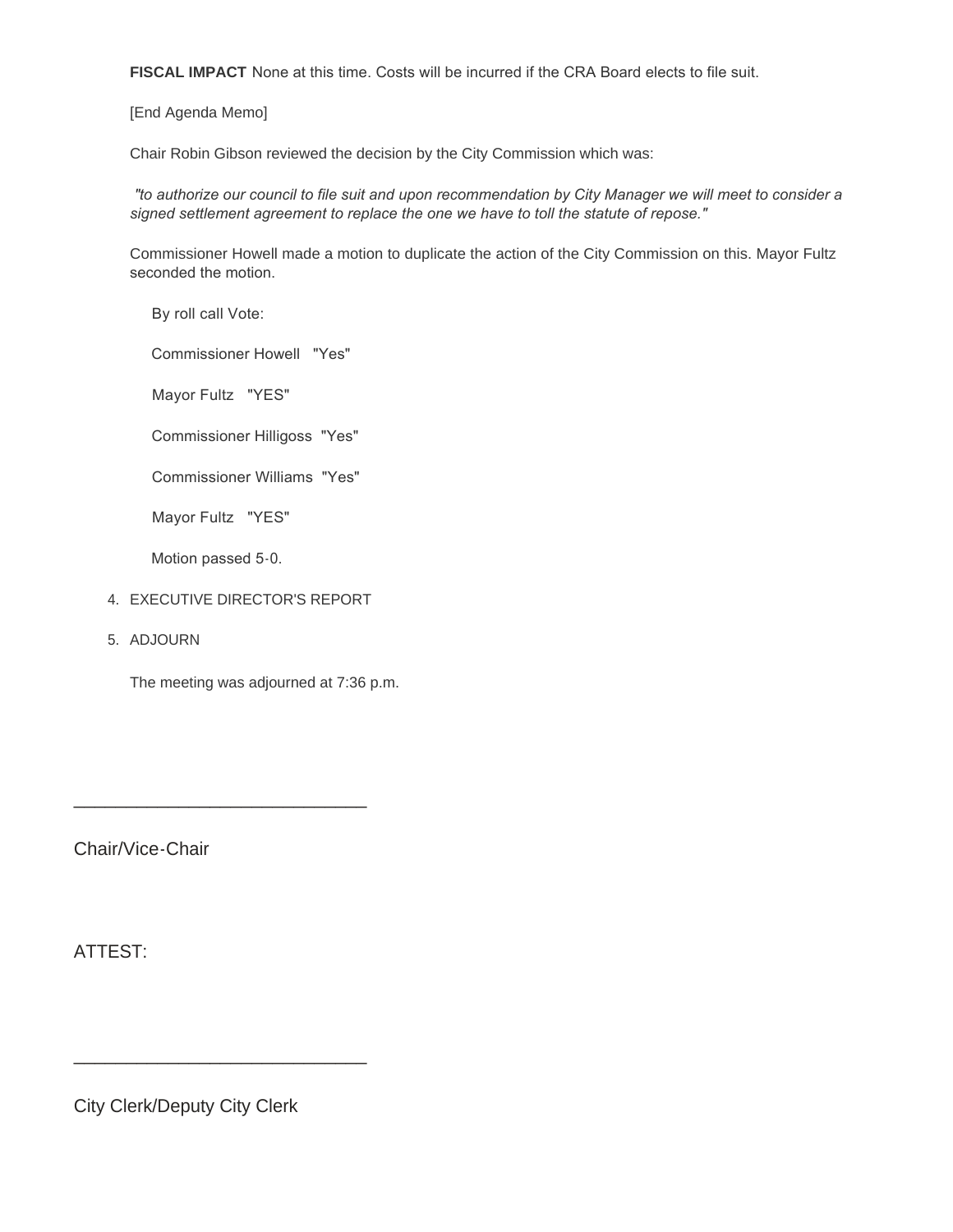**FISCAL IMPACT** None at this time. Costs will be incurred if the CRA Board elects to file suit.

[End Agenda Memo]

Chair Robin Gibson reviewed the decision by the City Commission which was:

*"to authorize our council to file suit and upon recommendation by City Manager we will meet to consider a signed settlement agreement to replace the one we have to toll the statute of repose."*

Commissioner Howell made a motion to duplicate the action of the City Commission on this. Mayor Fultz seconded the motion.

By roll call Vote:

Commissioner Howell "Yes"

Mayor Fultz "YES"

Commissioner Hilligoss "Yes"

Commissioner Williams "Yes"

Mayor Fultz "YES"

Motion passed 5-0.

4. EXECUTIVE DIRECTOR'S REPORT
5. ADJOURN

The meeting was adjourned at 7:36 p.m.

______________________________

Chair/Vice-Chair

ATTEST:

______________________________

City Clerk/Deputy City Clerk